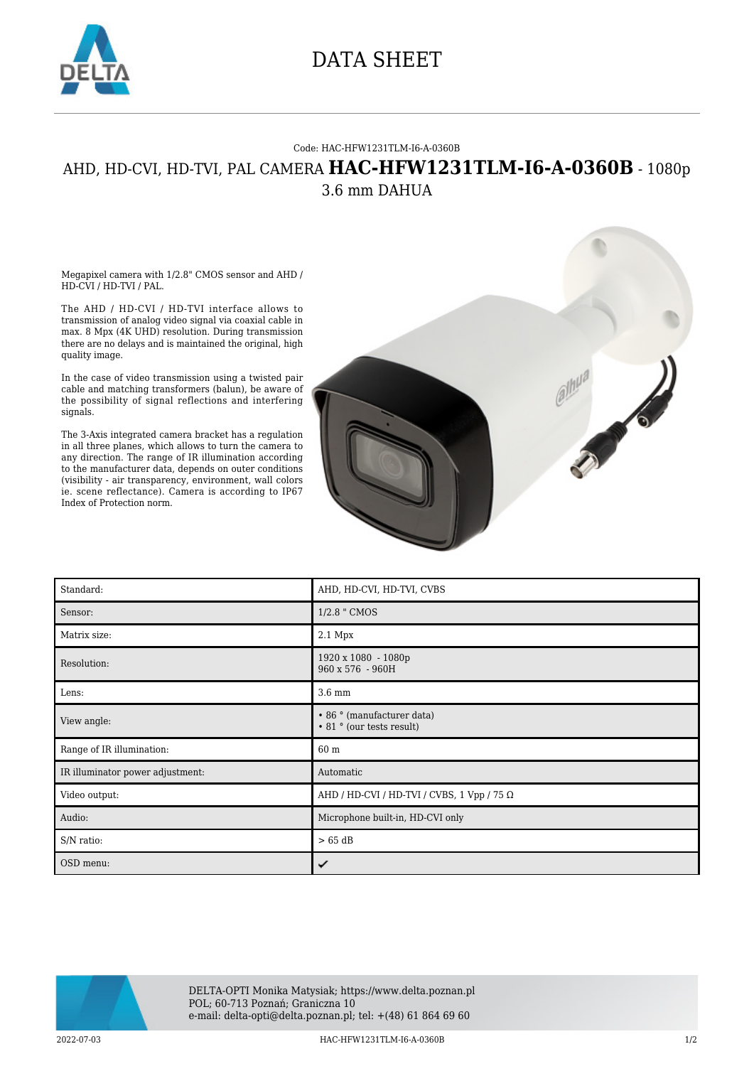# DATA SHEET

Code: HAC-HFW1231TLM-I6-A-0360B

## AHD, HD-CVI, HD-TVI, PAL CAMERA **HAC-HFW1231TLM-I6-A-0360B** - 1080p 3.6 mm DAHUA

Megapixel camera with 1/2.8" CMOS sensor and AHD / HD-CVI / HD-TVI / PAL.

The AHD / HD-CVI / HD-TVI interface allows to transmission of analog video signal via coaxial cable in max. 8 Mpx (4K UHD) resolution. During transmission there are no delays and is maintained the original, high quality image.

In the case of video transmission using a twisted pair cable and matching transformers (balun), be aware of the possibility of signal reflections and interfering signals.

The 3-Axis integrated camera bracket has a regulation in all three planes, which allows to turn the camera to any direction. The range of IR illumination according to the manufacturer data, depends on outer conditions (visibility - air transparency, environment, wall colors ie. scene reflectance). Camera is according to IP67 Index of Protection norm.

| | |
|---|---|
| Standard: | AHD, HD-CVI, HD-TVI, CVBS |
| Sensor: | 1/2.8 " CMOS |
| Matrix size: | 2.1 Mpx |
| Resolution: | 1920 x 1080 - 1080p<br>960 x 576 - 960H |
| Lens: | 3.6 mm |
| View angle: | • 86 ° (manufacturer data)<br>• 81 ° (our tests result) |
| Range of IR illumination: | 60 m |
| IR illuminator power adjustment: | Automatic |
| Video output: | AHD / HD-CVI / HD-TVI / CVBS, 1 Vpp / 75 Ω |
| Audio: | Microphone built-in, HD-CVI only |
| S/N ratio: | > 65 dB |
| OSD menu: | ✔ |

DELTA-OPTI Monika Matysiak; https://www.delta.poznan.pl
POL; 60-713 Poznań; Graniczna 10
e-mail: delta-opti@delta.poznan.pl; tel: +(48) 61 864 69 60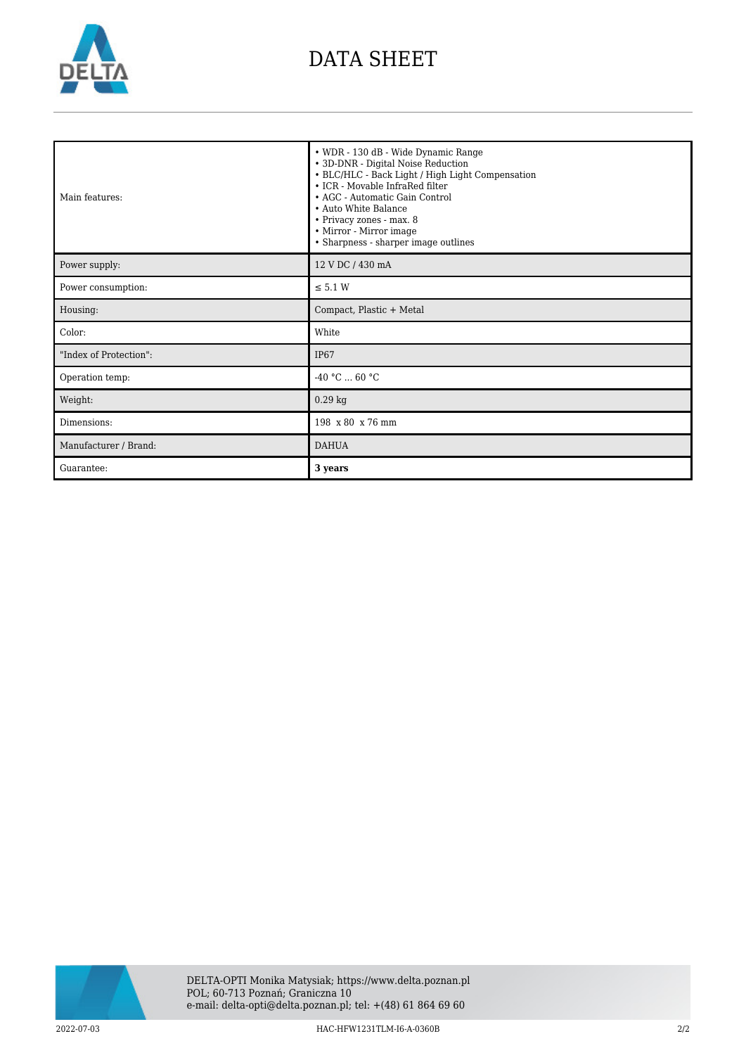# DATA SHEET

| | |
|---|---|
| Main features: | • WDR - 130 dB - Wide Dynamic Range<br>• 3D-DNR - Digital Noise Reduction<br>• BLC/HLC - Back Light / High Light Compensation<br>• ICR - Movable InfraRed filter<br>• AGC - Automatic Gain Control<br>• Auto White Balance<br>• Privacy zones - max. 8<br>• Mirror - Mirror image<br>• Sharpness - sharper image outlines |
| Power supply: | 12 V DC / 430 mA |
| Power consumption: | ≤ 5.1 W |
| Housing: | Compact, Plastic + Metal |
| Color: | White |
| "Index of Protection": | IP67 |
| Operation temp: | -40 °C ... 60 °C |
| Weight: | 0.29 kg |
| Dimensions: | 198 x 80 x 76 mm |
| Manufacturer / Brand: | DAHUA |
| Guarantee: | **3 years** |

DELTA-OPTI Monika Matysiak; https://www.delta.poznan.pl
POL; 60-713 Poznań; Graniczna 10
e-mail: delta-opti@delta.poznan.pl; tel: +(48) 61 864 69 60

2022-07-03 HAC-HFW1231TLM-I6-A-0360B